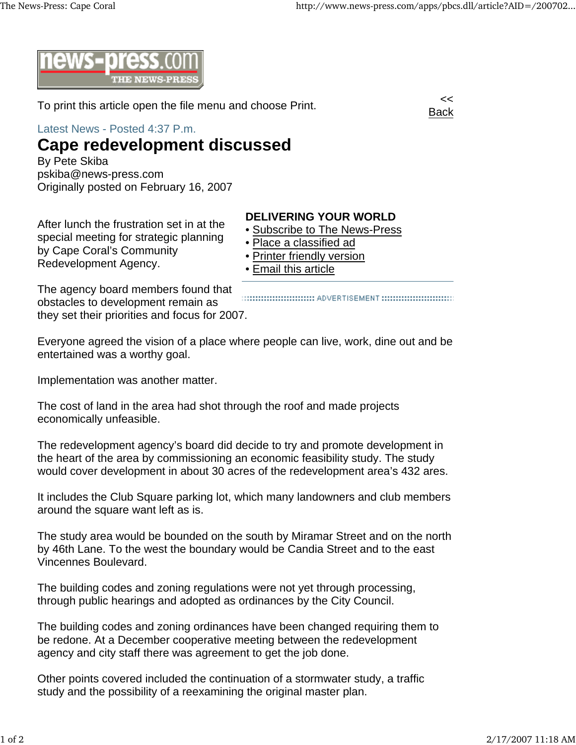To print this article open the file menu and choose Print.

<< Back

Latest News - Posted 4:37 P.m.

# Cape redevelopment discussed

By Pete Skiba
pskiba@news-press.com
Originally posted on February 16, 2007

**DELIVERING YOUR WORLD**

- Subscribe to The News-Press
- Place a classified ad
- Printer friendly version
- Email this article

ADVERTISEMENT

After lunch the frustration set in at the special meeting for strategic planning by Cape Coral's Community Redevelopment Agency.

The agency board members found that obstacles to development remain as they set their priorities and focus for 2007.

Everyone agreed the vision of a place where people can live, work, dine out and be entertained was a worthy goal.

Implementation was another matter.

The cost of land in the area had shot through the roof and made projects economically unfeasible.

The redevelopment agency's board did decide to try and promote development in the heart of the area by commissioning an economic feasibility study. The study would cover development in about 30 acres of the redevelopment area's 432 ares.

It includes the Club Square parking lot, which many landowners and club members around the square want left as is.

The study area would be bounded on the south by Miramar Street and on the north by 46th Lane. To the west the boundary would be Candia Street and to the east Vincennes Boulevard.

The building codes and zoning regulations were not yet through processing, through public hearings and adopted as ordinances by the City Council.

The building codes and zoning ordinances have been changed requiring them to be redone. At a December cooperative meeting between the redevelopment agency and city staff there was agreement to get the job done.

Other points covered included the continuation of a stormwater study, a traffic study and the possibility of a reexamining the original master plan.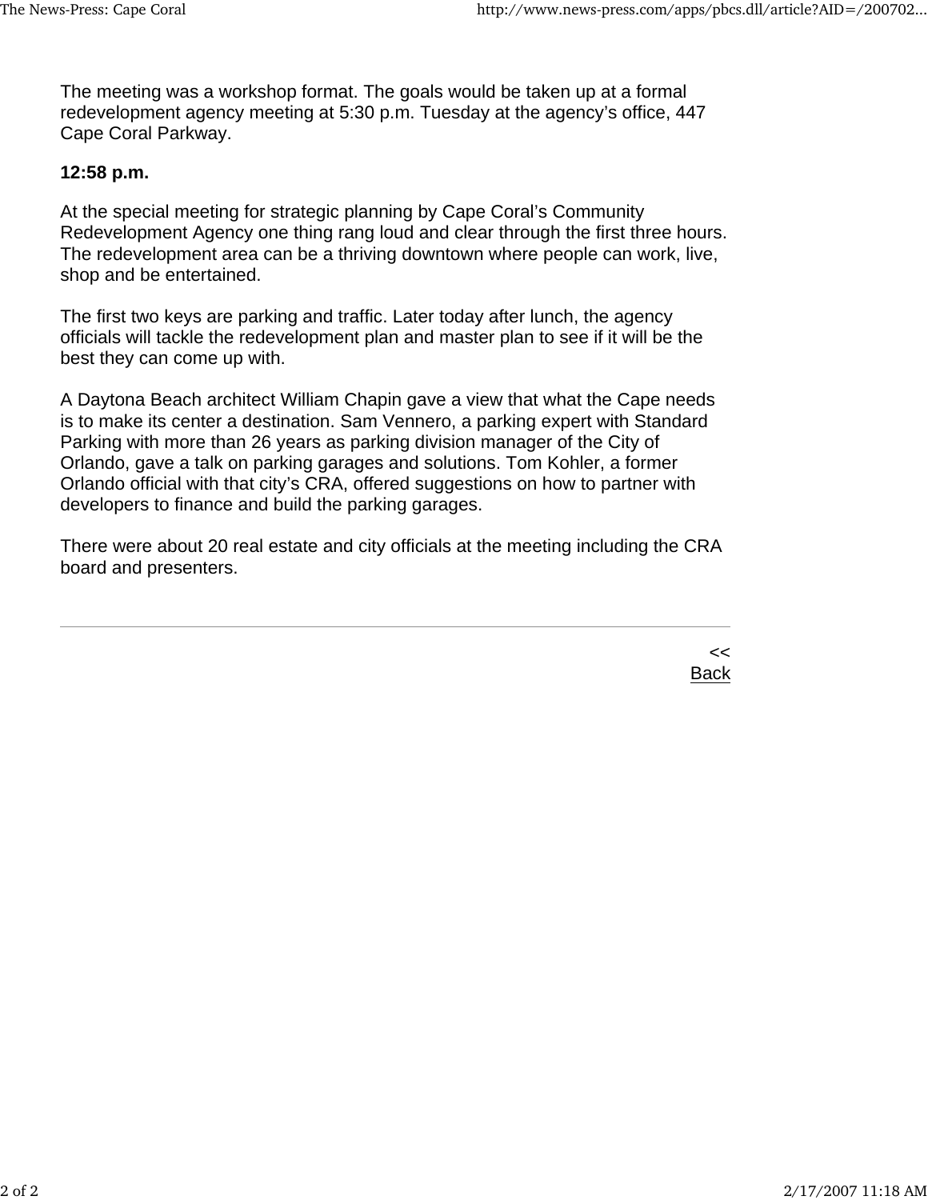The meeting was a workshop format. The goals would be taken up at a formal redevelopment agency meeting at 5:30 p.m. Tuesday at the agency's office, 447 Cape Coral Parkway.

**12:58 p.m.**

At the special meeting for strategic planning by Cape Coral's Community Redevelopment Agency one thing rang loud and clear through the first three hours. The redevelopment area can be a thriving downtown where people can work, live, shop and be entertained.

The first two keys are parking and traffic. Later today after lunch, the agency officials will tackle the redevelopment plan and master plan to see if it will be the best they can come up with.

A Daytona Beach architect William Chapin gave a view that what the Cape needs is to make its center a destination. Sam Vennero, a parking expert with Standard Parking with more than 26 years as parking division manager of the City of Orlando, gave a talk on parking garages and solutions. Tom Kohler, a former Orlando official with that city's CRA, offered suggestions on how to partner with developers to finance and build the parking garages.

There were about 20 real estate and city officials at the meeting including the CRA board and presenters.

---

<< Back